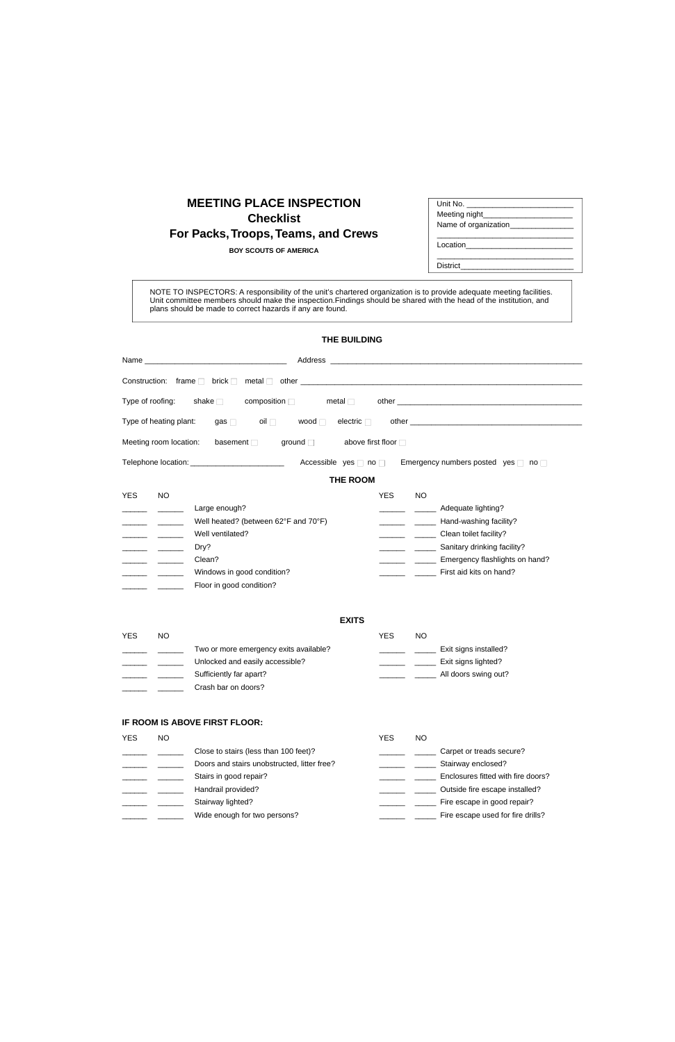# MEETING PLACE INSPECTION
## Checklist
## For Packs, Troops, Teams, and Crews

**BOY SCOUTS OF AMERICA**

Unit No. ________________________
Meeting night____________________
Name of organization______________
________________________________
Location________________________
________________________________
District_________________________

NOTE TO INSPECTORS: A responsibility of the unit's chartered organization is to provide adequate meeting facilities. Unit committee members should make the inspection.Findings should be shared with the head of the institution, and plans should be made to correct hazards if any are found.

### THE BUILDING

Name ________________________________ Address __________________________________________________

Construction: frame ☐ brick ☐ metal ☐ other ______________________________________________________

Type of roofing: shake ☐ composition ☐ metal ☐ other ______________________________________

Type of heating plant: gas ☐ oil ☐ wood ☐ electric ☐ other ____________________________________

Meeting room location: basement ☐ ground ☐ above first floor ☐

Telephone location: ______________________ Accessible yes ☐ no ☐ Emergency numbers posted yes ☐ no ☐

### THE ROOM

| YES | NO | | YES | NO | |
|---|---|---|---|---|---|
| ______ | ______ | Large enough? | ______ | _____ | Adequate lighting? |
| ______ | ______ | Well heated? (between 62°F and 70°F) | ______ | _____ | Hand-washing facility? |
| ______ | ______ | Well ventilated? | ______ | _____ | Clean toilet facility? |
| ______ | ______ | Dry? | ______ | _____ | Sanitary drinking facility? |
| ______ | ______ | Clean? | ______ | _____ | Emergency flashlights on hand? |
| ______ | ______ | Windows in good condition? | ______ | _____ | First aid kits on hand? |
| ______ | ______ | Floor in good condition? | | | |

### EXITS

| YES | NO | | YES | NO | |
|---|---|---|---|---|---|
| ______ | ______ | Two or more emergency exits available? | ______ | _____ | Exit signs installed? |
| ______ | ______ | Unlocked and easily accessible? | ______ | _____ | Exit signs lighted? |
| ______ | ______ | Sufficiently far apart? | ______ | _____ | All doors swing out? |
| ______ | ______ | Crash bar on doors? | | | |

### IF ROOM IS ABOVE FIRST FLOOR:

| YES | NO | | YES | NO | |
|---|---|---|---|---|---|
| ______ | ______ | Close to stairs (less than 100 feet)? | ______ | _____ | Carpet or treads secure? |
| ______ | ______ | Doors and stairs unobstructed, litter free? | ______ | _____ | Stairway enclosed? |
| ______ | ______ | Stairs in good repair? | ______ | _____ | Enclosures fitted with fire doors? |
| ______ | ______ | Handrail provided? | ______ | _____ | Outside fire escape installed? |
| ______ | ______ | Stairway lighted? | ______ | _____ | Fire escape in good repair? |
| ______ | ______ | Wide enough for two persons? | ______ | _____ | Fire escape used for fire drills? |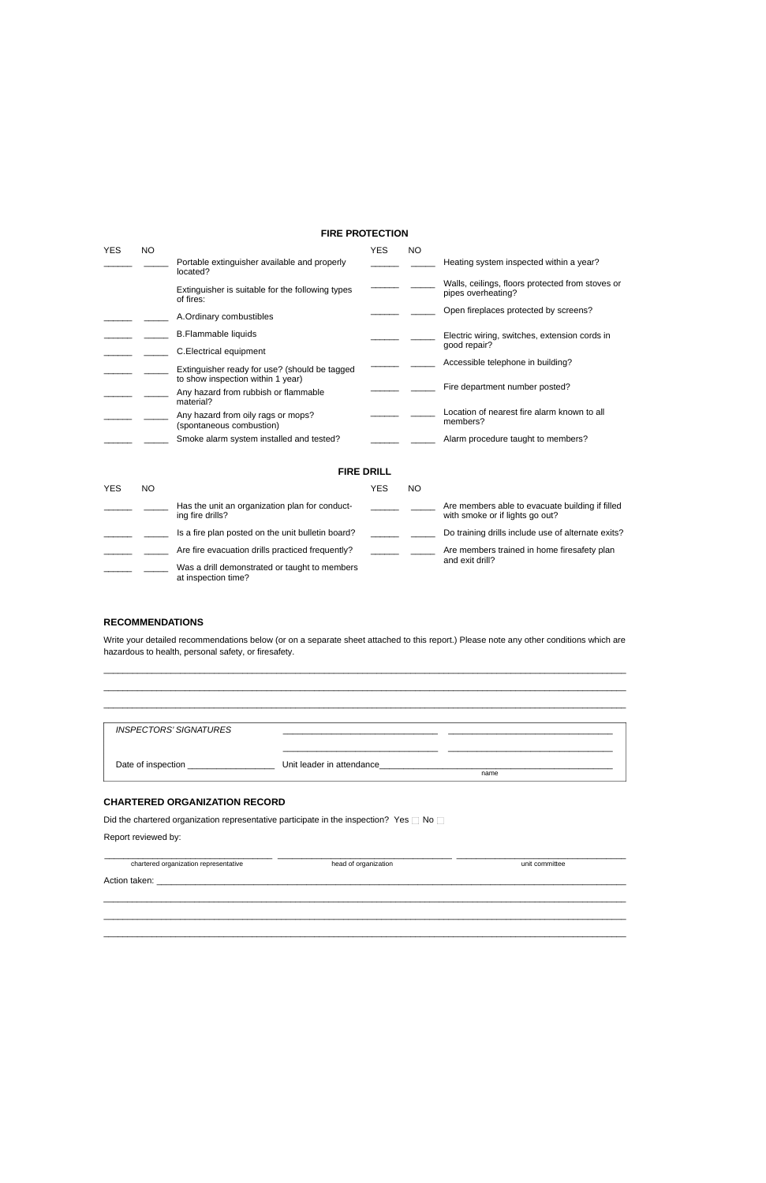## FIRE PROTECTION

| YES | NO | | YES | NO | |
|---|---|---|---|---|---|
| ______ | _____ | Portable extinguisher available and properly located? | ______ | _____ | Heating system inspected within a year? |
| | | Extinguisher is suitable for the following types of fires: | ______ | _____ | Walls, ceilings, floors protected from stoves or pipes overheating? |
| ______ | _____ | A.Ordinary combustibles | ______ | _____ | Open fireplaces protected by screens? |
| ______ | _____ | B.Flammable liquids | ______ | _____ | Electric wiring, switches, extension cords in good repair? |
| ______ | _____ | C.Electrical equipment | ______ | _____ | Accessible telephone in building? |
| ______ | _____ | Extinguisher ready for use? (should be tagged to show inspection within 1 year) | ______ | _____ | Fire department number posted? |
| ______ | _____ | Any hazard from rubbish or flammable material? | ______ | _____ | Location of nearest fire alarm known to all members? |
| ______ | _____ | Any hazard from oily rags or mops? (spontaneous combustion) | ______ | _____ | Alarm procedure taught to members? |
| ______ | _____ | Smoke alarm system installed and tested? | | | |

## FIRE DRILL

| YES | NO | | YES | NO | |
|---|---|---|---|---|---|
| ______ | _____ | Has the unit an organization plan for conducting fire drills? | ______ | _____ | Are members able to evacuate building if filled with smoke or if lights go out? |
| ______ | _____ | Is a fire plan posted on the unit bulletin board? | ______ | _____ | Do training drills include use of alternate exits? |
| ______ | _____ | Are fire evacuation drills practiced frequently? | ______ | _____ | Are members trained in home firesafety plan and exit drill? |
| ______ | _____ | Was a drill demonstrated or taught to members at inspection time? | | | |

## RECOMMENDATIONS

Write your detailed recommendations below (or on a separate sheet attached to this report.) Please note any other conditions which are hazardous to health, personal safety, or firesafety.

______________________________________________________________________________

______________________________________________________________________________

______________________________________________________________________________

*INSPECTORS' SIGNATURES* ______________________________ ______________________________

______________________________ ______________________________

Date of inspection __________________ Unit leader in attendance________________________________________________
name

## CHARTERED ORGANIZATION RECORD

Did the chartered organization representative participate in the inspection? Yes ☐ No ☐

Report reviewed by:

________________________________ ________________________________ ________________________________
chartered organization representative | head of organization | unit committee

Action taken: ________________________________________________________________

______________________________________________________________________________

______________________________________________________________________________

______________________________________________________________________________